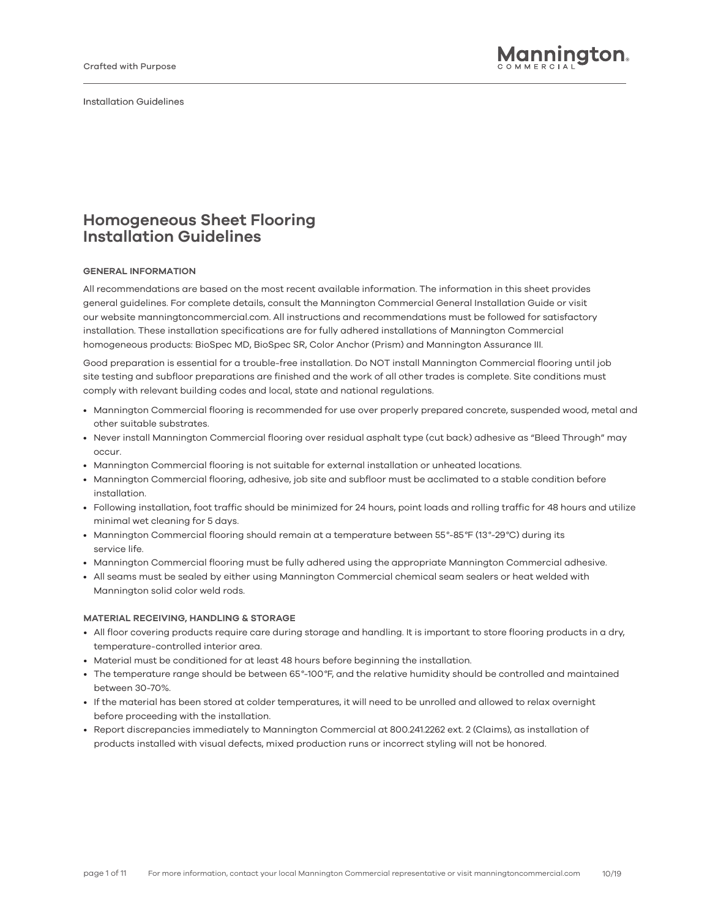# Homogeneous Sheet Flooring Installation Guidelines

## GENERAL INFORMATION

All recommendations are based on the most recent available information. The information in this sheet provides general guidelines. For complete details, consult the Mannington Commercial General Installation Guide or visit our website manningtoncommercial.com. All instructions and recommendations must be followed for satisfactory installation. These installation specifications are for fully adhered installations of Mannington Commercial homogeneous products: BioSpec MD, BioSpec SR, Color Anchor (Prism) and Mannington Assurance III.

Good preparation is essential for a trouble-free installation. Do NOT install Mannington Commercial flooring until job site testing and subfloor preparations are finished and the work of all other trades is complete. Site conditions must comply with relevant building codes and local, state and national regulations.

- Mannington Commercial flooring is recommended for use over properly prepared concrete, suspended wood, metal and other suitable substrates.
- Never install Mannington Commercial flooring over residual asphalt type (cut back) adhesive as "Bleed Through" may occur.
- Mannington Commercial flooring is not suitable for external installation or unheated locations.
- Mannington Commercial flooring, adhesive, job site and subfloor must be acclimated to a stable condition before installation.
- Following installation, foot traffic should be minimized for 24 hours, point loads and rolling traffic for 48 hours and utilize minimal wet cleaning for 5 days.
- Mannington Commercial flooring should remain at a temperature between 55°-85°F (13°-29°C) during its service life.
- Mannington Commercial flooring must be fully adhered using the appropriate Mannington Commercial adhesive.
- All seams must be sealed by either using Mannington Commercial chemical seam sealers or heat welded with Mannington solid color weld rods.

## MATERIAL RECEIVING, HANDLING & STORAGE

- All floor covering products require care during storage and handling. It is important to store flooring products in a dry, temperature-controlled interior area.
- Material must be conditioned for at least 48 hours before beginning the installation.
- The temperature range should be between 65°-100°F, and the relative humidity should be controlled and maintained between 30-70%.
- If the material has been stored at colder temperatures, it will need to be unrolled and allowed to relax overnight before proceeding with the installation.
- Report discrepancies immediately to Mannington Commercial at 800.241.2262 ext. 2 (Claims), as installation of products installed with visual defects, mixed production runs or incorrect styling will not be honored.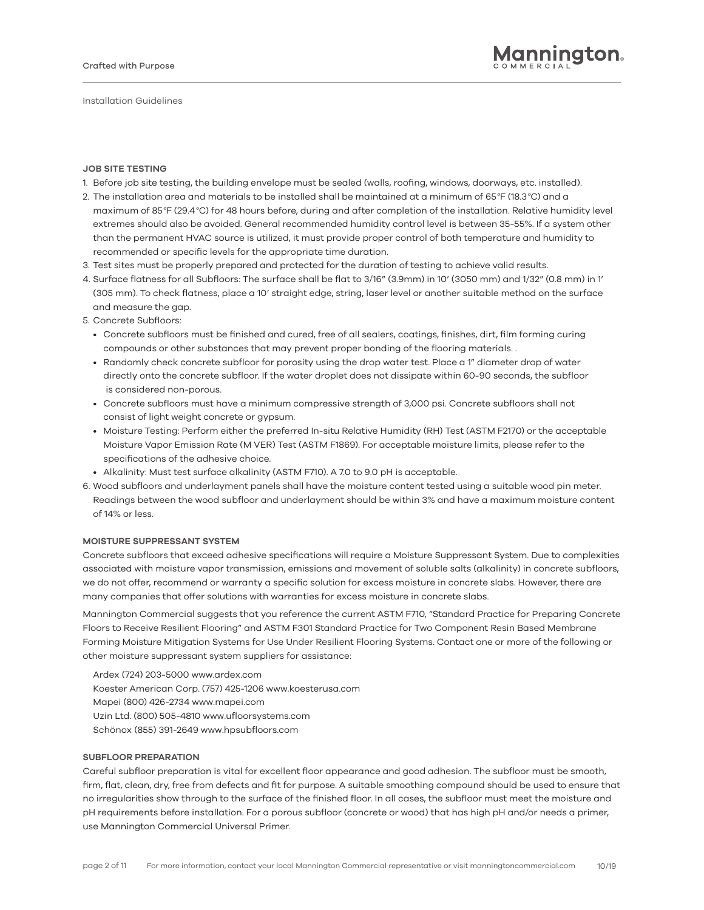## JOB SITE TESTING

1. Before job site testing, the building envelope must be sealed (walls, roofing, windows, doorways, etc. installed).
2. The installation area and materials to be installed shall be maintained at a minimum of 65°F (18.3°C) and a maximum of 85°F (29.4°C) for 48 hours before, during and after completion of the installation. Relative humidity level extremes should also be avoided. General recommended humidity control level is between 35-55%. If a system other than the permanent HVAC source is utilized, it must provide proper control of both temperature and humidity to recommended or specific levels for the appropriate time duration.
3. Test sites must be properly prepared and protected for the duration of testing to achieve valid results.
4. Surface flatness for all Subfloors: The surface shall be flat to 3/16" (3.9mm) in 10' (3050 mm) and 1/32" (0.8 mm) in 1' (305 mm). To check flatness, place a 10' straight edge, string, laser level or another suitable method on the surface and measure the gap.
5. Concrete Subfloors:
   - Concrete subfloors must be finished and cured, free of all sealers, coatings, finishes, dirt, film forming curing compounds or other substances that may prevent proper bonding of the flooring materials. .
   - Randomly check concrete subfloor for porosity using the drop water test. Place a 1" diameter drop of water directly onto the concrete subfloor. If the water droplet does not dissipate within 60-90 seconds, the subfloor is considered non-porous.
   - Concrete subfloors must have a minimum compressive strength of 3,000 psi. Concrete subfloors shall not consist of light weight concrete or gypsum.
   - Moisture Testing: Perform either the preferred In-situ Relative Humidity (RH) Test (ASTM F2170) or the acceptable Moisture Vapor Emission Rate (M VER) Test (ASTM F1869). For acceptable moisture limits, please refer to the specifications of the adhesive choice.
   - Alkalinity: Must test surface alkalinity (ASTM F710). A 7.0 to 9.0 pH is acceptable.
6. Wood subfloors and underlayment panels shall have the moisture content tested using a suitable wood pin meter. Readings between the wood subfloor and underlayment should be within 3% and have a maximum moisture content of 14% or less.

## MOISTURE SUPPRESSANT SYSTEM

Concrete subfloors that exceed adhesive specifications will require a Moisture Suppressant System. Due to complexities associated with moisture vapor transmission, emissions and movement of soluble salts (alkalinity) in concrete subfloors, we do not offer, recommend or warranty a specific solution for excess moisture in concrete slabs. However, there are many companies that offer solutions with warranties for excess moisture in concrete slabs.

Mannington Commercial suggests that you reference the current ASTM F710, "Standard Practice for Preparing Concrete Floors to Receive Resilient Flooring" and ASTM F301 Standard Practice for Two Component Resin Based Membrane Forming Moisture Mitigation Systems for Use Under Resilient Flooring Systems. Contact one or more of the following or other moisture suppressant system suppliers for assistance:

Ardex (724) 203-5000 www.ardex.com
Koester American Corp. (757) 425-1206 www.koesterusa.com
Mapei (800) 426-2734 www.mapei.com
Uzin Ltd. (800) 505-4810 www.ufloorsystems.com
Schönox (855) 391-2649 www.hpsubfloors.com

## SUBFLOOR PREPARATION

Careful subfloor preparation is vital for excellent floor appearance and good adhesion. The subfloor must be smooth, firm, flat, clean, dry, free from defects and fit for purpose. A suitable smoothing compound should be used to ensure that no irregularities show through to the surface of the finished floor. In all cases, the subfloor must meet the moisture and pH requirements before installation. For a porous subfloor (concrete or wood) that has high pH and/or needs a primer, use Mannington Commercial Universal Primer.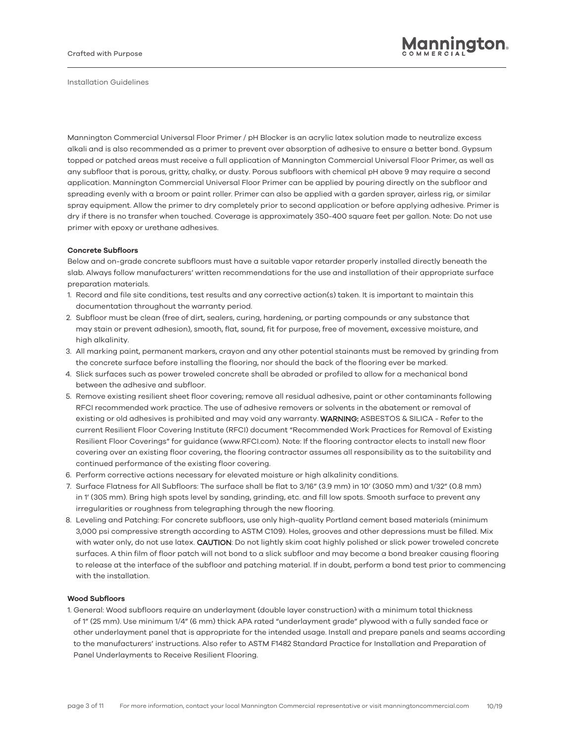Mannington Commercial Universal Floor Primer / pH Blocker is an acrylic latex solution made to neutralize excess alkali and is also recommended as a primer to prevent over absorption of adhesive to ensure a better bond. Gypsum topped or patched areas must receive a full application of Mannington Commercial Universal Floor Primer, as well as any subfloor that is porous, gritty, chalky, or dusty. Porous subfloors with chemical pH above 9 may require a second application. Mannington Commercial Universal Floor Primer can be applied by pouring directly on the subfloor and spreading evenly with a broom or paint roller. Primer can also be applied with a garden sprayer, airless rig, or similar spray equipment. Allow the primer to dry completely prior to second application or before applying adhesive. Primer is dry if there is no transfer when touched. Coverage is approximately 350-400 square feet per gallon. Note: Do not use primer with epoxy or urethane adhesives.

**Concrete Subfloors**

Below and on-grade concrete subfloors must have a suitable vapor retarder properly installed directly beneath the slab. Always follow manufacturers' written recommendations for the use and installation of their appropriate surface preparation materials.

1. Record and file site conditions, test results and any corrective action(s) taken. It is important to maintain this documentation throughout the warranty period.
2. Subfloor must be clean (free of dirt, sealers, curing, hardening, or parting compounds or any substance that may stain or prevent adhesion), smooth, flat, sound, fit for purpose, free of movement, excessive moisture, and high alkalinity.
3. All marking paint, permanent markers, crayon and any other potential stainants must be removed by grinding from the concrete surface before installing the flooring, nor should the back of the flooring ever be marked.
4. Slick surfaces such as power troweled concrete shall be abraded or profiled to allow for a mechanical bond between the adhesive and subfloor.
5. Remove existing resilient sheet floor covering; remove all residual adhesive, paint or other contaminants following RFCI recommended work practice. The use of adhesive removers or solvents in the abatement or removal of existing or old adhesives is prohibited and may void any warranty. **WARNING:** ASBESTOS & SILICA - Refer to the current Resilient Floor Covering Institute (RFCI) document "Recommended Work Practices for Removal of Existing Resilient Floor Coverings" for guidance (www.RFCI.com). Note: If the flooring contractor elects to install new floor covering over an existing floor covering, the flooring contractor assumes all responsibility as to the suitability and continued performance of the existing floor covering.
6. Perform corrective actions necessary for elevated moisture or high alkalinity conditions.
7. Surface Flatness for All Subfloors: The surface shall be flat to 3/16" (3.9 mm) in 10' (3050 mm) and 1/32" (0.8 mm) in 1' (305 mm). Bring high spots level by sanding, grinding, etc. and fill low spots. Smooth surface to prevent any irregularities or roughness from telegraphing through the new flooring.
8. Leveling and Patching: For concrete subfloors, use only high-quality Portland cement based materials (minimum 3,000 psi compressive strength according to ASTM C109). Holes, grooves and other depressions must be filled. Mix with water only, do not use latex. **CAUTION**: Do not lightly skim coat highly polished or slick power troweled concrete surfaces. A thin film of floor patch will not bond to a slick subfloor and may become a bond breaker causing flooring to release at the interface of the subfloor and patching material. If in doubt, perform a bond test prior to commencing with the installation.

**Wood Subfloors**

1. General: Wood subfloors require an underlayment (double layer construction) with a minimum total thickness of 1" (25 mm). Use minimum 1/4" (6 mm) thick APA rated "underlayment grade" plywood with a fully sanded face or other underlayment panel that is appropriate for the intended usage. Install and prepare panels and seams according to the manufacturers' instructions. Also refer to ASTM F1482 Standard Practice for Installation and Preparation of Panel Underlayments to Receive Resilient Flooring.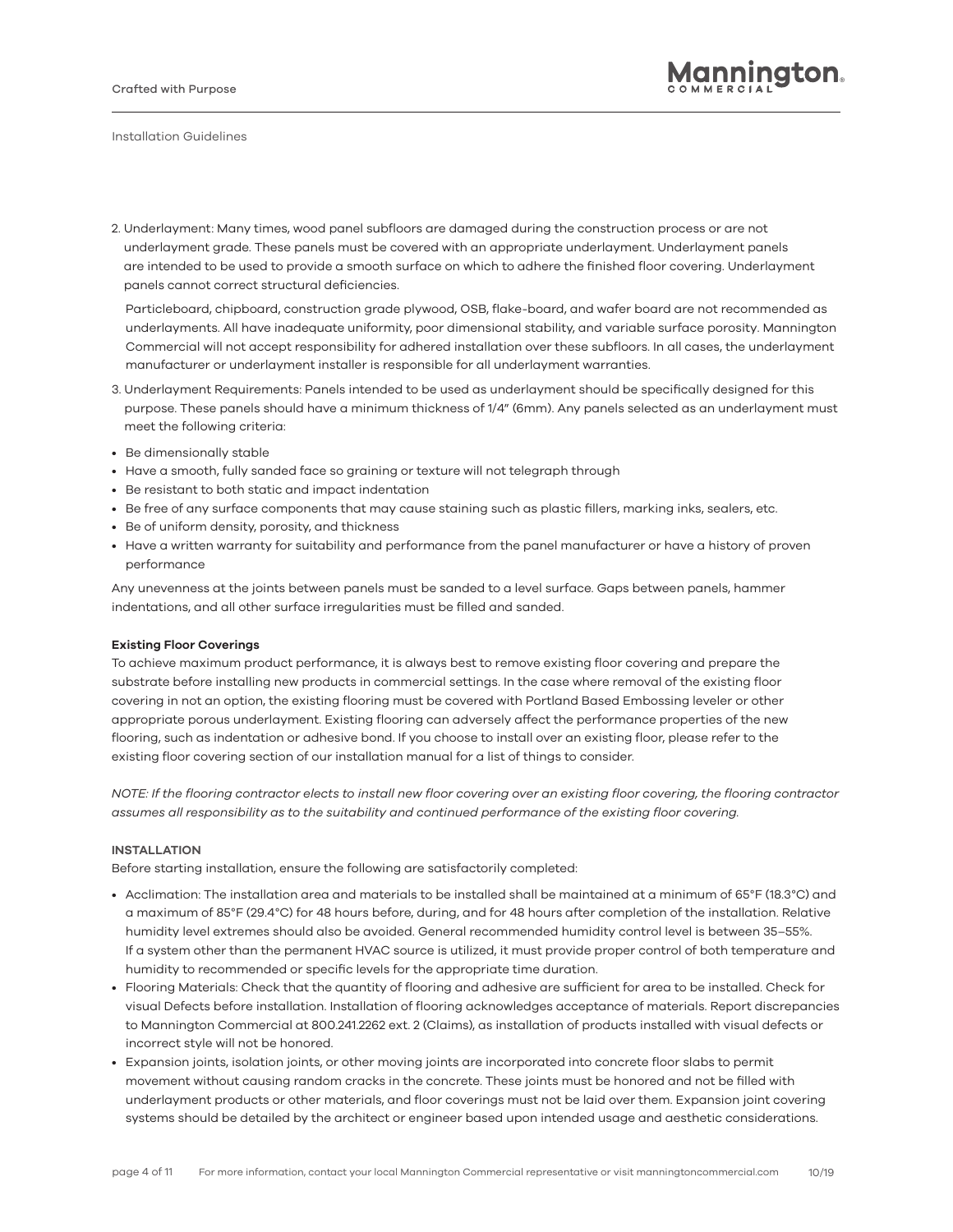2. Underlayment: Many times, wood panel subfloors are damaged during the construction process or are not underlayment grade. These panels must be covered with an appropriate underlayment. Underlayment panels are intended to be used to provide a smooth surface on which to adhere the finished floor covering. Underlayment panels cannot correct structural deficiencies.

   Particleboard, chipboard, construction grade plywood, OSB, flake-board, and wafer board are not recommended as underlayments. All have inadequate uniformity, poor dimensional stability, and variable surface porosity. Mannington Commercial will not accept responsibility for adhered installation over these subfloors. In all cases, the underlayment manufacturer or underlayment installer is responsible for all underlayment warranties.

3. Underlayment Requirements: Panels intended to be used as underlayment should be specifically designed for this purpose. These panels should have a minimum thickness of 1/4" (6mm). Any panels selected as an underlayment must meet the following criteria:

- Be dimensionally stable
- Have a smooth, fully sanded face so graining or texture will not telegraph through
- Be resistant to both static and impact indentation
- Be free of any surface components that may cause staining such as plastic fillers, marking inks, sealers, etc.
- Be of uniform density, porosity, and thickness
- Have a written warranty for suitability and performance from the panel manufacturer or have a history of proven performance

Any unevenness at the joints between panels must be sanded to a level surface. Gaps between panels, hammer indentations, and all other surface irregularities must be filled and sanded.

**Existing Floor Coverings**

To achieve maximum product performance, it is always best to remove existing floor covering and prepare the substrate before installing new products in commercial settings. In the case where removal of the existing floor covering in not an option, the existing flooring must be covered with Portland Based Embossing leveler or other appropriate porous underlayment. Existing flooring can adversely affect the performance properties of the new flooring, such as indentation or adhesive bond. If you choose to install over an existing floor, please refer to the existing floor covering section of our installation manual for a list of things to consider.

*NOTE: If the flooring contractor elects to install new floor covering over an existing floor covering, the flooring contractor assumes all responsibility as to the suitability and continued performance of the existing floor covering.*

**INSTALLATION**

Before starting installation, ensure the following are satisfactorily completed:

- Acclimation: The installation area and materials to be installed shall be maintained at a minimum of 65°F (18.3°C) and a maximum of 85°F (29.4°C) for 48 hours before, during, and for 48 hours after completion of the installation. Relative humidity level extremes should also be avoided. General recommended humidity control level is between 35–55%. If a system other than the permanent HVAC source is utilized, it must provide proper control of both temperature and humidity to recommended or specific levels for the appropriate time duration.
- Flooring Materials: Check that the quantity of flooring and adhesive are sufficient for area to be installed. Check for visual Defects before installation. Installation of flooring acknowledges acceptance of materials. Report discrepancies to Mannington Commercial at 800.241.2262 ext. 2 (Claims), as installation of products installed with visual defects or incorrect style will not be honored.
- Expansion joints, isolation joints, or other moving joints are incorporated into concrete floor slabs to permit movement without causing random cracks in the concrete. These joints must be honored and not be filled with underlayment products or other materials, and floor coverings must not be laid over them. Expansion joint covering systems should be detailed by the architect or engineer based upon intended usage and aesthetic considerations.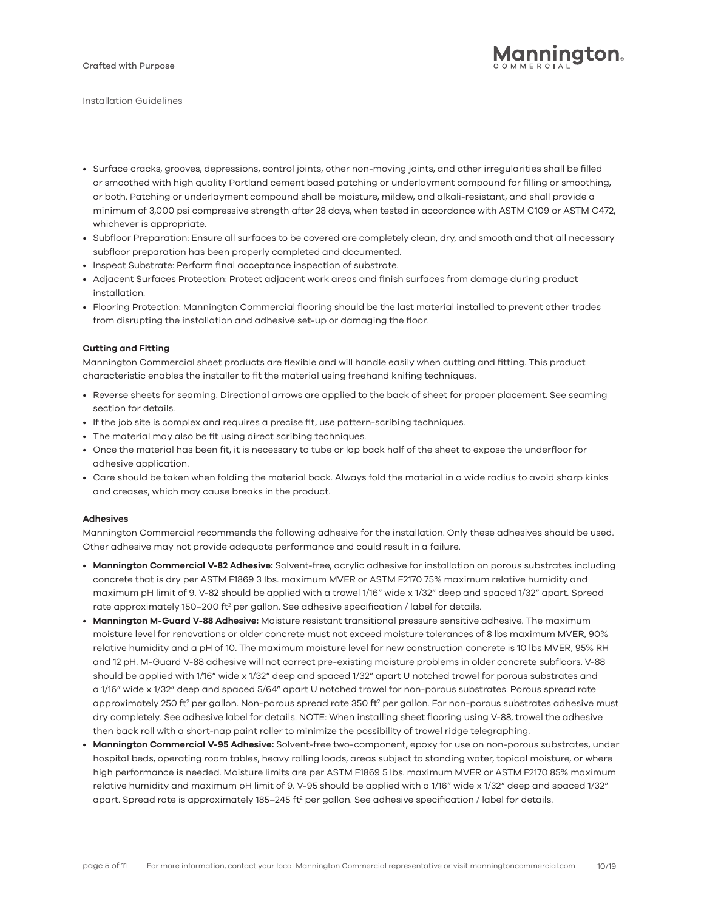- Surface cracks, grooves, depressions, control joints, other non-moving joints, and other irregularities shall be filled or smoothed with high quality Portland cement based patching or underlayment compound for filling or smoothing, or both. Patching or underlayment compound shall be moisture, mildew, and alkali-resistant, and shall provide a minimum of 3,000 psi compressive strength after 28 days, when tested in accordance with ASTM C109 or ASTM C472, whichever is appropriate.
- Subfloor Preparation: Ensure all surfaces to be covered are completely clean, dry, and smooth and that all necessary subfloor preparation has been properly completed and documented.
- Inspect Substrate: Perform final acceptance inspection of substrate.
- Adjacent Surfaces Protection: Protect adjacent work areas and finish surfaces from damage during product installation.
- Flooring Protection: Mannington Commercial flooring should be the last material installed to prevent other trades from disrupting the installation and adhesive set-up or damaging the floor.

**Cutting and Fitting**

Mannington Commercial sheet products are flexible and will handle easily when cutting and fitting. This product characteristic enables the installer to fit the material using freehand knifing techniques.

- Reverse sheets for seaming. Directional arrows are applied to the back of sheet for proper placement. See seaming section for details.
- If the job site is complex and requires a precise fit, use pattern-scribing techniques.
- The material may also be fit using direct scribing techniques.
- Once the material has been fit, it is necessary to tube or lap back half of the sheet to expose the underfloor for adhesive application.
- Care should be taken when folding the material back. Always fold the material in a wide radius to avoid sharp kinks and creases, which may cause breaks in the product.

**Adhesives**

Mannington Commercial recommends the following adhesive for the installation. Only these adhesives should be used. Other adhesive may not provide adequate performance and could result in a failure.

- **Mannington Commercial V-82 Adhesive:** Solvent-free, acrylic adhesive for installation on porous substrates including concrete that is dry per ASTM F1869 3 lbs. maximum MVER or ASTM F2170 75% maximum relative humidity and maximum pH limit of 9. V-82 should be applied with a trowel 1/16" wide x 1/32" deep and spaced 1/32" apart. Spread rate approximately 150–200 ft² per gallon. See adhesive specification / label for details.
- **Mannington M-Guard V-88 Adhesive:** Moisture resistant transitional pressure sensitive adhesive. The maximum moisture level for renovations or older concrete must not exceed moisture tolerances of 8 lbs maximum MVER, 90% relative humidity and a pH of 10. The maximum moisture level for new construction concrete is 10 lbs MVER, 95% RH and 12 pH. M-Guard V-88 adhesive will not correct pre-existing moisture problems in older concrete subfloors. V-88 should be applied with 1/16" wide x 1/32" deep and spaced 1/32" apart U notched trowel for porous substrates and a 1/16" wide x 1/32" deep and spaced 5/64" apart U notched trowel for non-porous substrates. Porous spread rate approximately 250 ft² per gallon. Non-porous spread rate 350 ft² per gallon. For non-porous substrates adhesive must dry completely. See adhesive label for details. NOTE: When installing sheet flooring using V-88, trowel the adhesive then back roll with a short-nap paint roller to minimize the possibility of trowel ridge telegraphing.
- **Mannington Commercial V-95 Adhesive:** Solvent-free two-component, epoxy for use on non-porous substrates, under hospital beds, operating room tables, heavy rolling loads, areas subject to standing water, topical moisture, or where high performance is needed. Moisture limits are per ASTM F1869 5 lbs. maximum MVER or ASTM F2170 85% maximum relative humidity and maximum pH limit of 9. V-95 should be applied with a 1/16" wide x 1/32" deep and spaced 1/32" apart. Spread rate is approximately 185–245 ft² per gallon. See adhesive specification / label for details.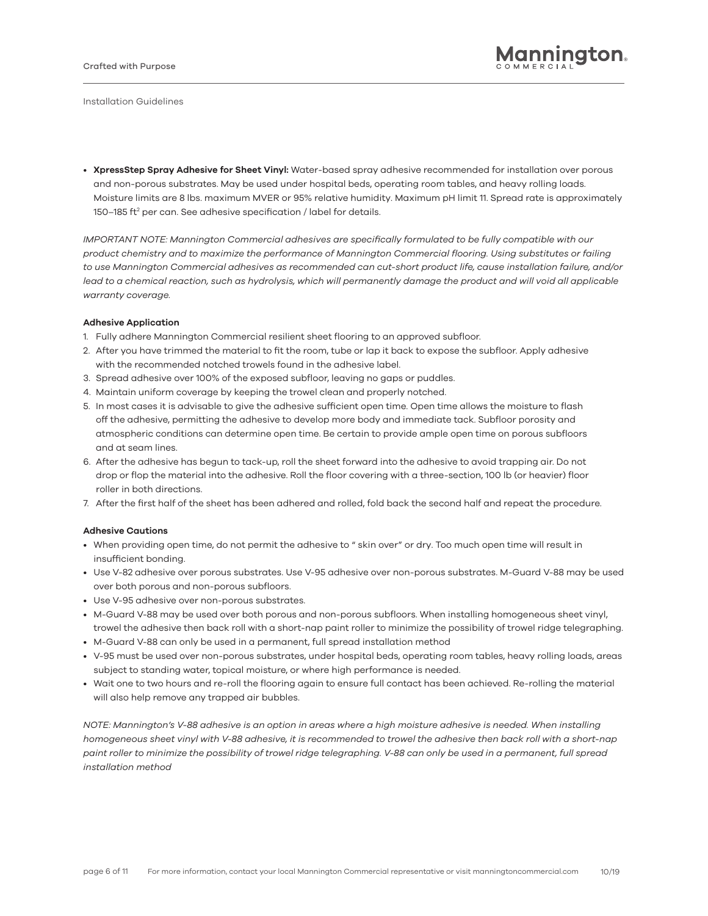- **XpressStep Spray Adhesive for Sheet Vinyl:** Water-based spray adhesive recommended for installation over porous and non-porous substrates. May be used under hospital beds, operating room tables, and heavy rolling loads. Moisture limits are 8 lbs. maximum MVER or 95% relative humidity. Maximum pH limit 11. Spread rate is approximately 150–185 $ft^2$ per can. See adhesive specification / label for details.

*IMPORTANT NOTE: Mannington Commercial adhesives are specifically formulated to be fully compatible with our product chemistry and to maximize the performance of Mannington Commercial flooring. Using substitutes or failing to use Mannington Commercial adhesives as recommended can cut-short product life, cause installation failure, and/or lead to a chemical reaction, such as hydrolysis, which will permanently damage the product and will void all applicable warranty coverage.*

**Adhesive Application**

1. Fully adhere Mannington Commercial resilient sheet flooring to an approved subfloor.
2. After you have trimmed the material to fit the room, tube or lap it back to expose the subfloor. Apply adhesive with the recommended notched trowels found in the adhesive label.
3. Spread adhesive over 100% of the exposed subfloor, leaving no gaps or puddles.
4. Maintain uniform coverage by keeping the trowel clean and properly notched.
5. In most cases it is advisable to give the adhesive sufficient open time. Open time allows the moisture to flash off the adhesive, permitting the adhesive to develop more body and immediate tack. Subfloor porosity and atmospheric conditions can determine open time. Be certain to provide ample open time on porous subfloors and at seam lines.
6. After the adhesive has begun to tack-up, roll the sheet forward into the adhesive to avoid trapping air. Do not drop or flop the material into the adhesive. Roll the floor covering with a three-section, 100 lb (or heavier) floor roller in both directions.
7. After the first half of the sheet has been adhered and rolled, fold back the second half and repeat the procedure.

**Adhesive Cautions**

- When providing open time, do not permit the adhesive to " skin over" or dry. Too much open time will result in insufficient bonding.
- Use V-82 adhesive over porous substrates. Use V-95 adhesive over non-porous substrates. M-Guard V-88 may be used over both porous and non-porous subfloors.
- Use V-95 adhesive over non-porous substrates.
- M-Guard V-88 may be used over both porous and non-porous subfloors. When installing homogeneous sheet vinyl, trowel the adhesive then back roll with a short-nap paint roller to minimize the possibility of trowel ridge telegraphing.
- M-Guard V-88 can only be used in a permanent, full spread installation method
- V-95 must be used over non-porous substrates, under hospital beds, operating room tables, heavy rolling loads, areas subject to standing water, topical moisture, or where high performance is needed.
- Wait one to two hours and re-roll the flooring again to ensure full contact has been achieved. Re-rolling the material will also help remove any trapped air bubbles.

*NOTE: Mannington's V-88 adhesive is an option in areas where a high moisture adhesive is needed. When installing homogeneous sheet vinyl with V-88 adhesive, it is recommended to trowel the adhesive then back roll with a short-nap paint roller to minimize the possibility of trowel ridge telegraphing. V-88 can only be used in a permanent, full spread installation method*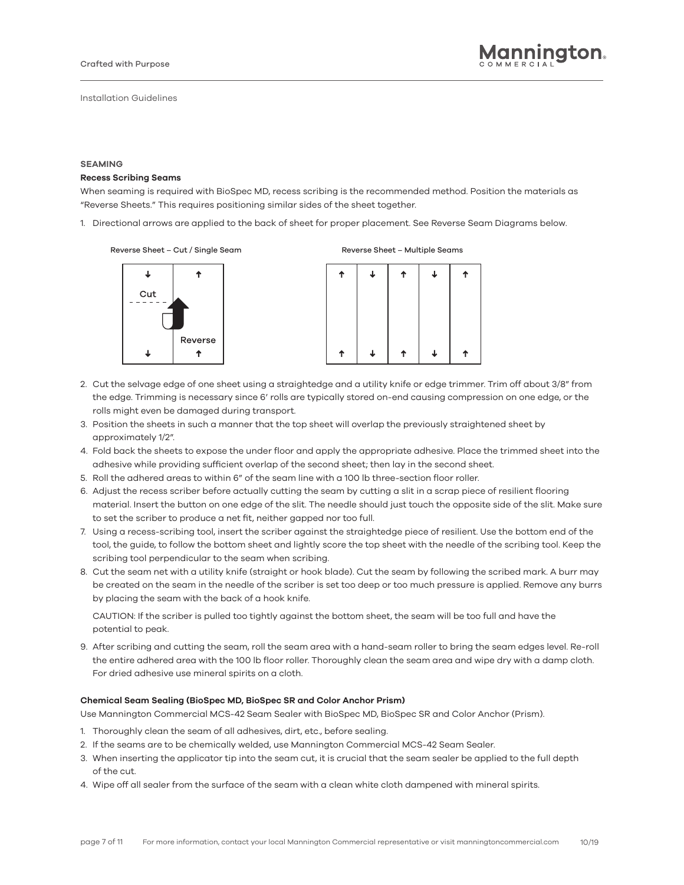Installation Guidelines

## SEAMING

### Recess Scribing Seams

When seaming is required with BioSpec MD, recess scribing is the recommended method. Position the materials as "Reverse Sheets." This requires positioning similar sides of the sheet together.

1. Directional arrows are applied to the back of sheet for proper placement. See Reverse Seam Diagrams below.

Reverse Sheet – Cut / Single Seam

Reverse Sheet – Multiple Seams

2. Cut the selvage edge of one sheet using a straightedge and a utility knife or edge trimmer. Trim off about 3/8" from the edge. Trimming is necessary since 6' rolls are typically stored on-end causing compression on one edge, or the rolls might even be damaged during transport.
3. Position the sheets in such a manner that the top sheet will overlap the previously straightened sheet by approximately 1/2".
4. Fold back the sheets to expose the under floor and apply the appropriate adhesive. Place the trimmed sheet into the adhesive while providing sufficient overlap of the second sheet; then lay in the second sheet.
5. Roll the adhered areas to within 6" of the seam line with a 100 lb three-section floor roller.
6. Adjust the recess scriber before actually cutting the seam by cutting a slit in a scrap piece of resilient flooring material. Insert the button on one edge of the slit. The needle should just touch the opposite side of the slit. Make sure to set the scriber to produce a net fit, neither gapped nor too full.
7. Using a recess-scribing tool, insert the scriber against the straightedge piece of resilient. Use the bottom end of the tool, the guide, to follow the bottom sheet and lightly score the top sheet with the needle of the scribing tool. Keep the scribing tool perpendicular to the seam when scribing.
8. Cut the seam net with a utility knife (straight or hook blade). Cut the seam by following the scribed mark. A burr may be created on the seam in the needle of the scriber is set too deep or too much pressure is applied. Remove any burrs by placing the seam with the back of a hook knife.

   CAUTION: If the scriber is pulled too tightly against the bottom sheet, the seam will be too full and have the potential to peak.

9. After scribing and cutting the seam, roll the seam area with a hand-seam roller to bring the seam edges level. Re-roll the entire adhered area with the 100 lb floor roller. Thoroughly clean the seam area and wipe dry with a damp cloth. For dried adhesive use mineral spirits on a cloth.

### Chemical Seam Sealing (BioSpec MD, BioSpec SR and Color Anchor Prism)

Use Mannington Commercial MCS-42 Seam Sealer with BioSpec MD, BioSpec SR and Color Anchor (Prism).

1. Thoroughly clean the seam of all adhesives, dirt, etc., before sealing.
2. If the seams are to be chemically welded, use Mannington Commercial MCS-42 Seam Sealer.
3. When inserting the applicator tip into the seam cut, it is crucial that the seam sealer be applied to the full depth of the cut.
4. Wipe off all sealer from the surface of the seam with a clean white cloth dampened with mineral spirits.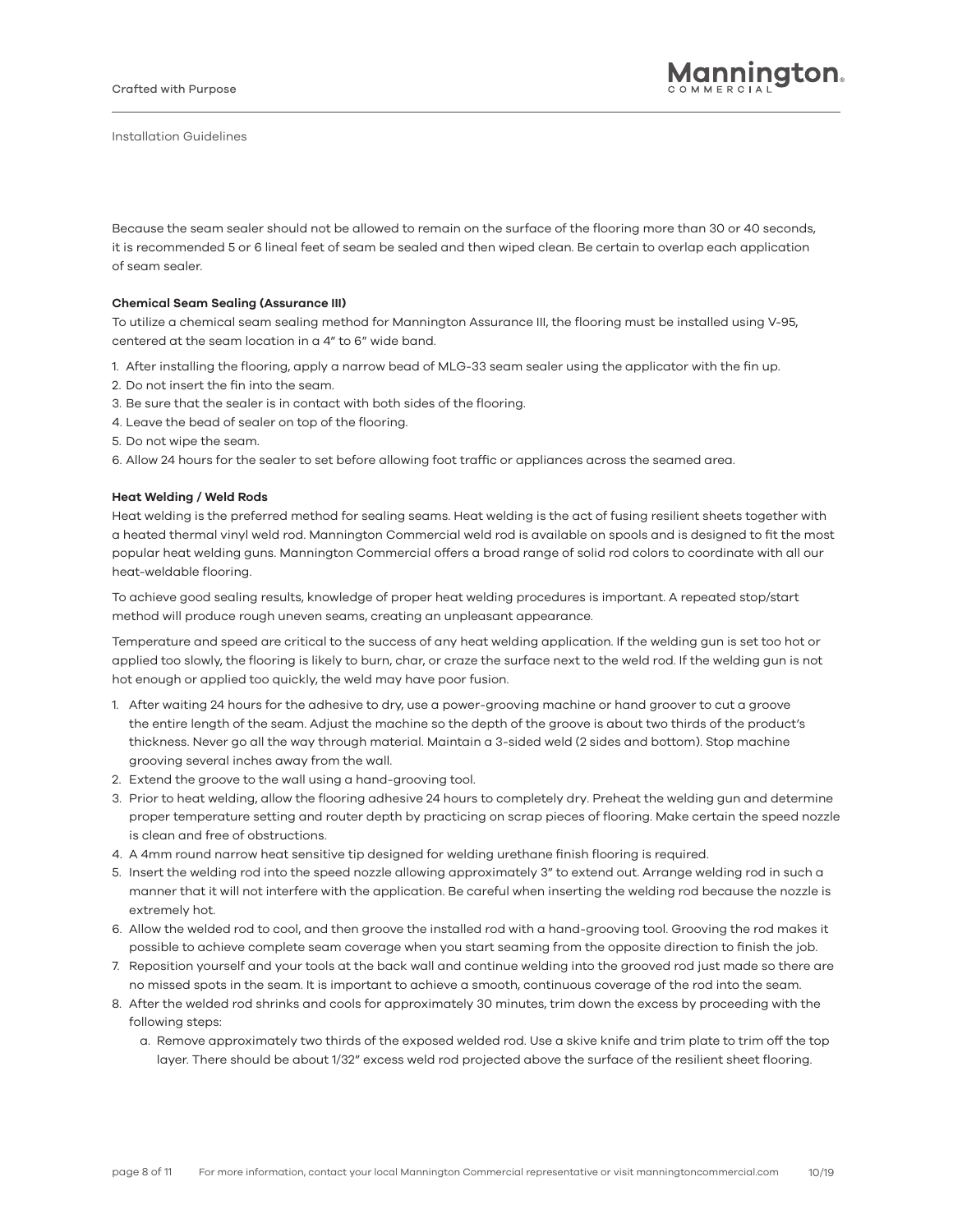Because the seam sealer should not be allowed to remain on the surface of the flooring more than 30 or 40 seconds, it is recommended 5 or 6 lineal feet of seam be sealed and then wiped clean. Be certain to overlap each application of seam sealer.

**Chemical Seam Sealing (Assurance III)**

To utilize a chemical seam sealing method for Mannington Assurance III, the flooring must be installed using V-95, centered at the seam location in a 4" to 6" wide band.

1. After installing the flooring, apply a narrow bead of MLG-33 seam sealer using the applicator with the fin up.
2. Do not insert the fin into the seam.
3. Be sure that the sealer is in contact with both sides of the flooring.
4. Leave the bead of sealer on top of the flooring.
5. Do not wipe the seam.
6. Allow 24 hours for the sealer to set before allowing foot traffic or appliances across the seamed area.

**Heat Welding / Weld Rods**

Heat welding is the preferred method for sealing seams. Heat welding is the act of fusing resilient sheets together with a heated thermal vinyl weld rod. Mannington Commercial weld rod is available on spools and is designed to fit the most popular heat welding guns. Mannington Commercial offers a broad range of solid rod colors to coordinate with all our heat-weldable flooring.

To achieve good sealing results, knowledge of proper heat welding procedures is important. A repeated stop/start method will produce rough uneven seams, creating an unpleasant appearance.

Temperature and speed are critical to the success of any heat welding application. If the welding gun is set too hot or applied too slowly, the flooring is likely to burn, char, or craze the surface next to the weld rod. If the welding gun is not hot enough or applied too quickly, the weld may have poor fusion.

1. After waiting 24 hours for the adhesive to dry, use a power-grooving machine or hand groover to cut a groove the entire length of the seam. Adjust the machine so the depth of the groove is about two thirds of the product's thickness. Never go all the way through material. Maintain a 3-sided weld (2 sides and bottom). Stop machine grooving several inches away from the wall.
2. Extend the groove to the wall using a hand-grooving tool.
3. Prior to heat welding, allow the flooring adhesive 24 hours to completely dry. Preheat the welding gun and determine proper temperature setting and router depth by practicing on scrap pieces of flooring. Make certain the speed nozzle is clean and free of obstructions.
4. A 4mm round narrow heat sensitive tip designed for welding urethane finish flooring is required.
5. Insert the welding rod into the speed nozzle allowing approximately 3" to extend out. Arrange welding rod in such a manner that it will not interfere with the application. Be careful when inserting the welding rod because the nozzle is extremely hot.
6. Allow the welded rod to cool, and then groove the installed rod with a hand-grooving tool. Grooving the rod makes it possible to achieve complete seam coverage when you start seaming from the opposite direction to finish the job.
7. Reposition yourself and your tools at the back wall and continue welding into the grooved rod just made so there are no missed spots in the seam. It is important to achieve a smooth, continuous coverage of the rod into the seam.
8. After the welded rod shrinks and cools for approximately 30 minutes, trim down the excess by proceeding with the following steps:
   a. Remove approximately two thirds of the exposed welded rod. Use a skive knife and trim plate to trim off the top layer. There should be about 1/32" excess weld rod projected above the surface of the resilient sheet flooring.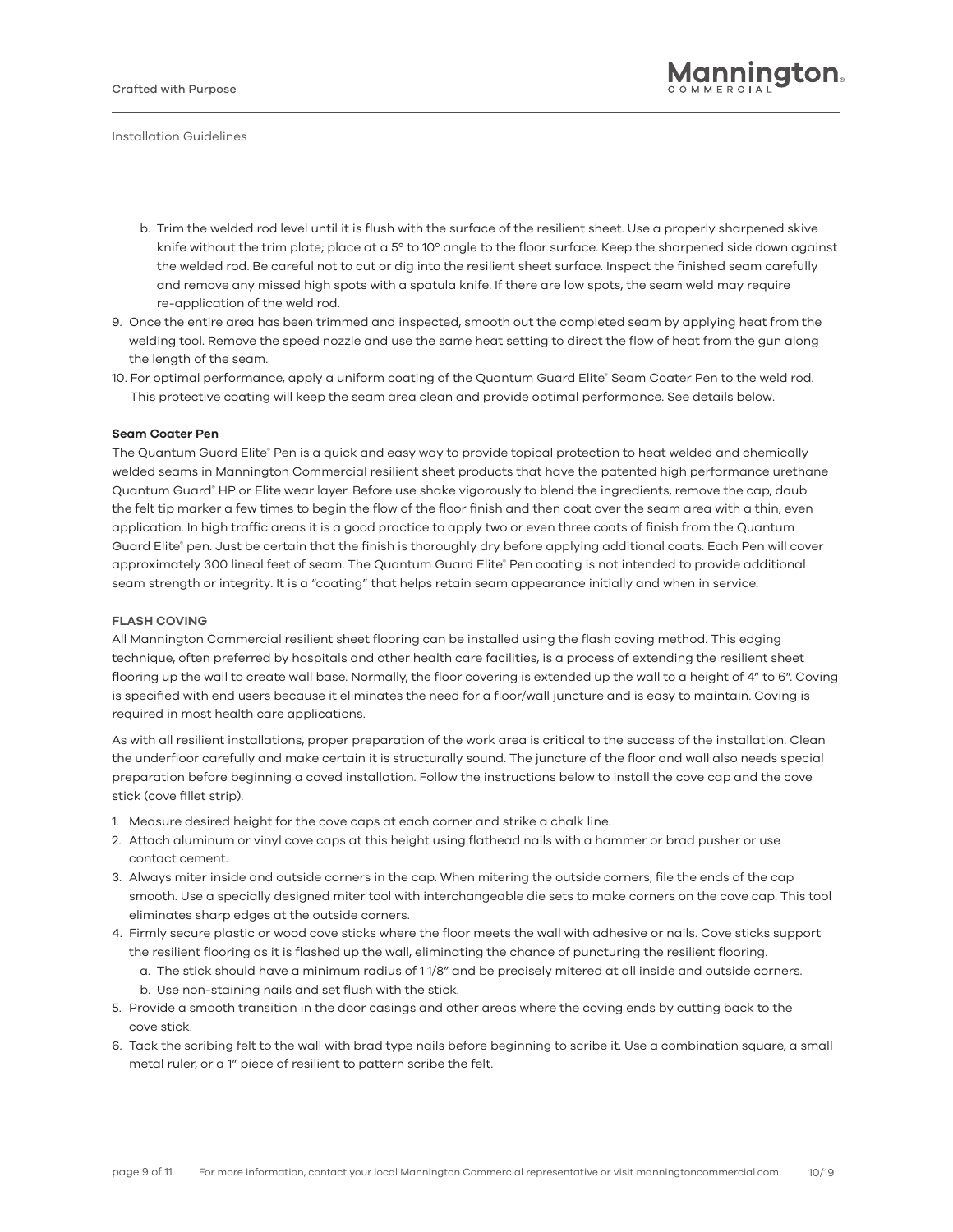b. Trim the welded rod level until it is flush with the surface of the resilient sheet. Use a properly sharpened skive knife without the trim plate; place at a 5° to 10° angle to the floor surface. Keep the sharpened side down against the welded rod. Be careful not to cut or dig into the resilient sheet surface. Inspect the finished seam carefully and remove any missed high spots with a spatula knife. If there are low spots, the seam weld may require re-application of the weld rod.

9. Once the entire area has been trimmed and inspected, smooth out the completed seam by applying heat from the welding tool. Remove the speed nozzle and use the same heat setting to direct the flow of heat from the gun along the length of the seam.
10. For optimal performance, apply a uniform coating of the Quantum Guard Elite® Seam Coater Pen to the weld rod. This protective coating will keep the seam area clean and provide optimal performance. See details below.

**Seam Coater Pen**

The Quantum Guard Elite® Pen is a quick and easy way to provide topical protection to heat welded and chemically welded seams in Mannington Commercial resilient sheet products that have the patented high performance urethane Quantum Guard® HP or Elite wear layer. Before use shake vigorously to blend the ingredients, remove the cap, daub the felt tip marker a few times to begin the flow of the floor finish and then coat over the seam area with a thin, even application. In high traffic areas it is a good practice to apply two or even three coats of finish from the Quantum Guard Elite® pen. Just be certain that the finish is thoroughly dry before applying additional coats. Each Pen will cover approximately 300 lineal feet of seam. The Quantum Guard Elite® Pen coating is not intended to provide additional seam strength or integrity. It is a "coating" that helps retain seam appearance initially and when in service.

**FLASH COVING**

All Mannington Commercial resilient sheet flooring can be installed using the flash coving method. This edging technique, often preferred by hospitals and other health care facilities, is a process of extending the resilient sheet flooring up the wall to create wall base. Normally, the floor covering is extended up the wall to a height of 4" to 6". Coving is specified with end users because it eliminates the need for a floor/wall juncture and is easy to maintain. Coving is required in most health care applications.

As with all resilient installations, proper preparation of the work area is critical to the success of the installation. Clean the underfloor carefully and make certain it is structurally sound. The juncture of the floor and wall also needs special preparation before beginning a coved installation. Follow the instructions below to install the cove cap and the cove stick (cove fillet strip).

1. Measure desired height for the cove caps at each corner and strike a chalk line.
2. Attach aluminum or vinyl cove caps at this height using flathead nails with a hammer or brad pusher or use contact cement.
3. Always miter inside and outside corners in the cap. When mitering the outside corners, file the ends of the cap smooth. Use a specially designed miter tool with interchangeable die sets to make corners on the cove cap. This tool eliminates sharp edges at the outside corners.
4. Firmly secure plastic or wood cove sticks where the floor meets the wall with adhesive or nails. Cove sticks support the resilient flooring as it is flashed up the wall, eliminating the chance of puncturing the resilient flooring.
   a. The stick should have a minimum radius of 1 1/8" and be precisely mitered at all inside and outside corners.
   b. Use non-staining nails and set flush with the stick.
5. Provide a smooth transition in the door casings and other areas where the coving ends by cutting back to the cove stick.
6. Tack the scribing felt to the wall with brad type nails before beginning to scribe it. Use a combination square, a small metal ruler, or a 1" piece of resilient to pattern scribe the felt.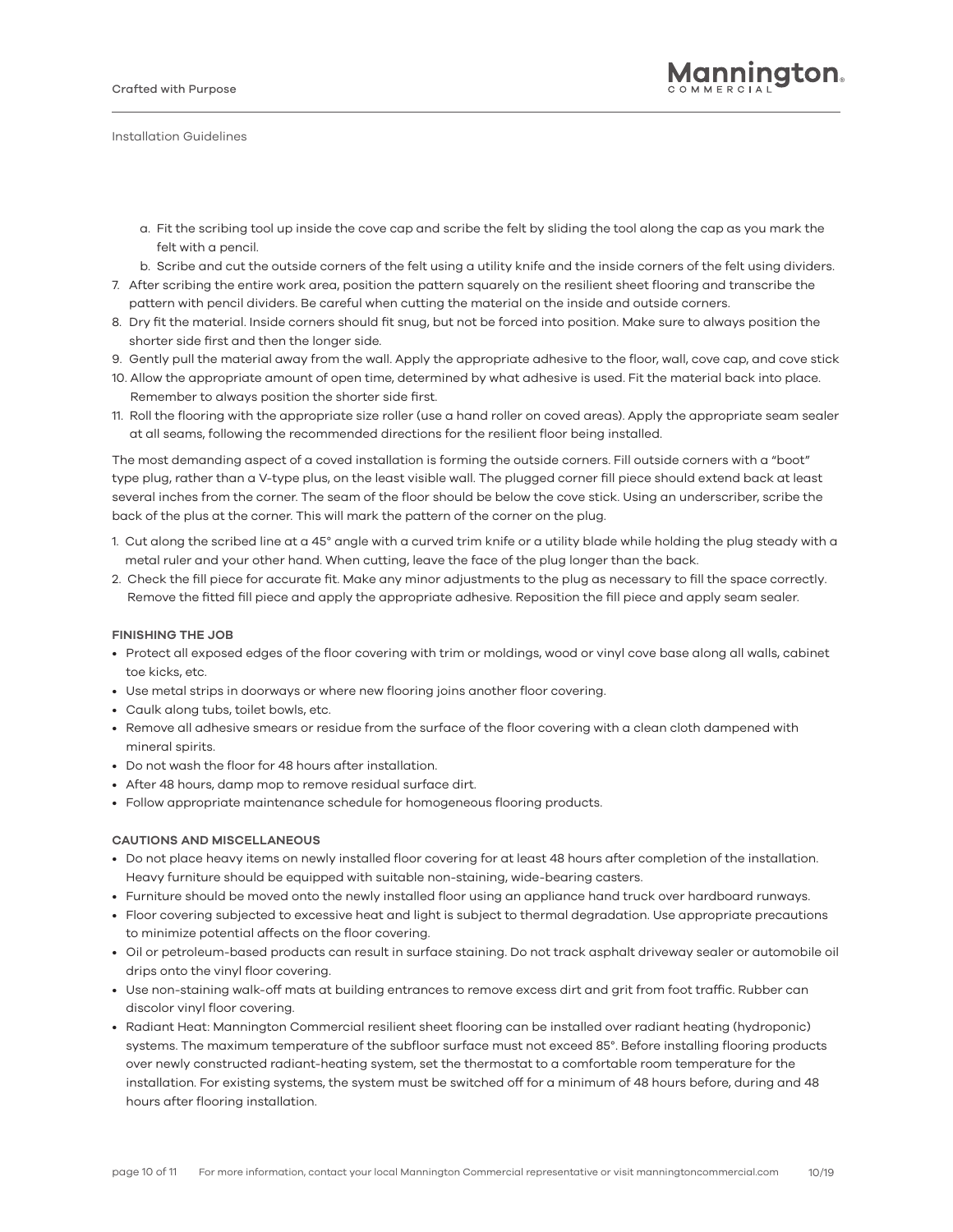a. Fit the scribing tool up inside the cove cap and scribe the felt by sliding the tool along the cap as you mark the felt with a pencil.
b. Scribe and cut the outside corners of the felt using a utility knife and the inside corners of the felt using dividers.

7. After scribing the entire work area, position the pattern squarely on the resilient sheet flooring and transcribe the pattern with pencil dividers. Be careful when cutting the material on the inside and outside corners.
8. Dry fit the material. Inside corners should fit snug, but not be forced into position. Make sure to always position the shorter side first and then the longer side.
9. Gently pull the material away from the wall. Apply the appropriate adhesive to the floor, wall, cove cap, and cove stick
10. Allow the appropriate amount of open time, determined by what adhesive is used. Fit the material back into place. Remember to always position the shorter side first.
11. Roll the flooring with the appropriate size roller (use a hand roller on coved areas). Apply the appropriate seam sealer at all seams, following the recommended directions for the resilient floor being installed.

The most demanding aspect of a coved installation is forming the outside corners. Fill outside corners with a "boot" type plug, rather than a V-type plus, on the least visible wall. The plugged corner fill piece should extend back at least several inches from the corner. The seam of the floor should be below the cove stick. Using an underscriber, scribe the back of the plus at the corner. This will mark the pattern of the corner on the plug.

1. Cut along the scribed line at a 45° angle with a curved trim knife or a utility blade while holding the plug steady with a metal ruler and your other hand. When cutting, leave the face of the plug longer than the back.
2. Check the fill piece for accurate fit. Make any minor adjustments to the plug as necessary to fill the space correctly. Remove the fitted fill piece and apply the appropriate adhesive. Reposition the fill piece and apply seam sealer.

**FINISHING THE JOB**

- Protect all exposed edges of the floor covering with trim or moldings, wood or vinyl cove base along all walls, cabinet toe kicks, etc.
- Use metal strips in doorways or where new flooring joins another floor covering.
- Caulk along tubs, toilet bowls, etc.
- Remove all adhesive smears or residue from the surface of the floor covering with a clean cloth dampened with mineral spirits.
- Do not wash the floor for 48 hours after installation.
- After 48 hours, damp mop to remove residual surface dirt.
- Follow appropriate maintenance schedule for homogeneous flooring products.

**CAUTIONS AND MISCELLANEOUS**

- Do not place heavy items on newly installed floor covering for at least 48 hours after completion of the installation. Heavy furniture should be equipped with suitable non-staining, wide-bearing casters.
- Furniture should be moved onto the newly installed floor using an appliance hand truck over hardboard runways.
- Floor covering subjected to excessive heat and light is subject to thermal degradation. Use appropriate precautions to minimize potential affects on the floor covering.
- Oil or petroleum-based products can result in surface staining. Do not track asphalt driveway sealer or automobile oil drips onto the vinyl floor covering.
- Use non-staining walk-off mats at building entrances to remove excess dirt and grit from foot traffic. Rubber can discolor vinyl floor covering.
- Radiant Heat: Mannington Commercial resilient sheet flooring can be installed over radiant heating (hydroponic) systems. The maximum temperature of the subfloor surface must not exceed 85°. Before installing flooring products over newly constructed radiant-heating system, set the thermostat to a comfortable room temperature for the installation. For existing systems, the system must be switched off for a minimum of 48 hours before, during and 48 hours after flooring installation.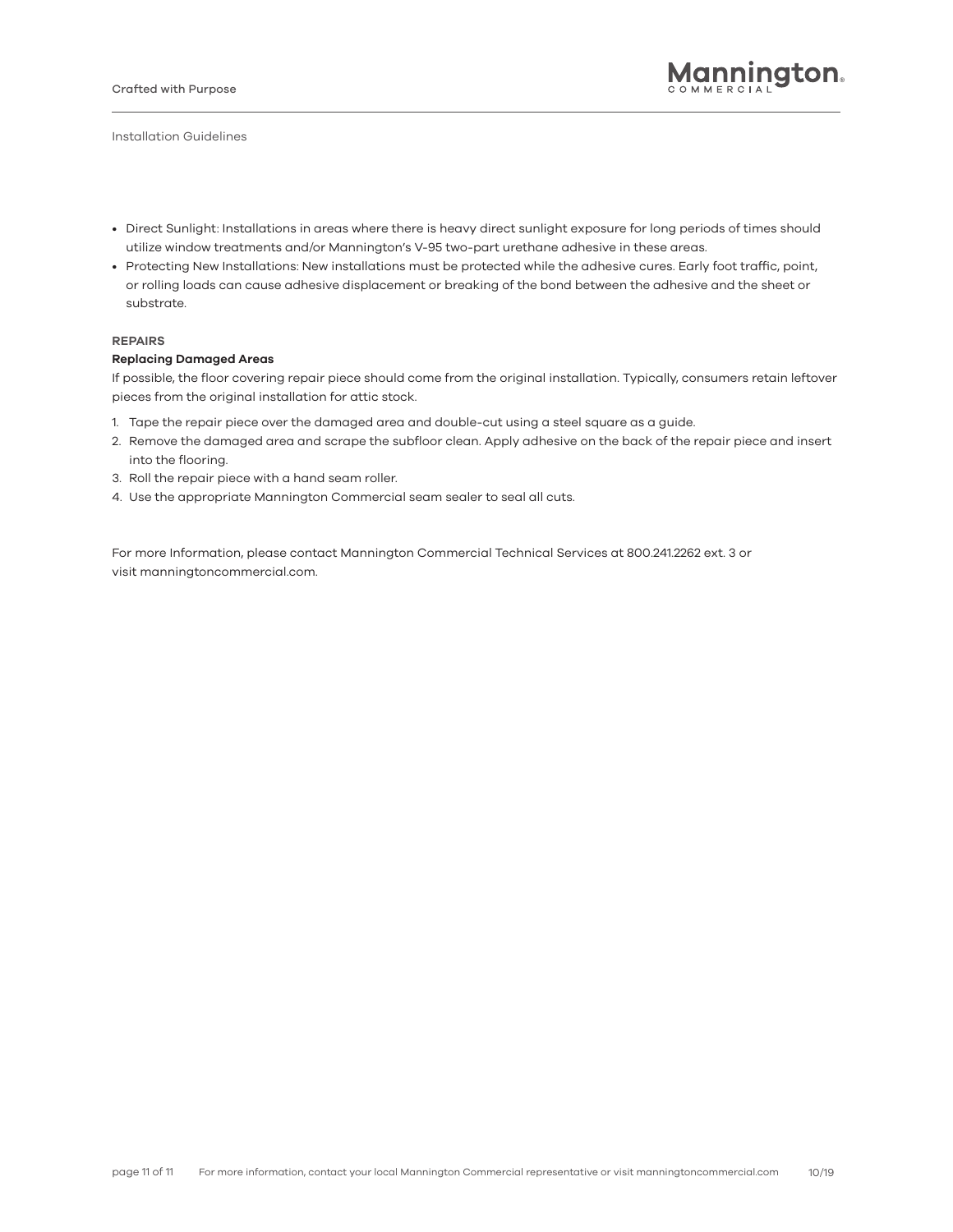- Direct Sunlight: Installations in areas where there is heavy direct sunlight exposure for long periods of times should utilize window treatments and/or Mannington's V-95 two-part urethane adhesive in these areas.
- Protecting New Installations: New installations must be protected while the adhesive cures. Early foot traffic, point, or rolling loads can cause adhesive displacement or breaking of the bond between the adhesive and the sheet or substrate.

## REPAIRS

### Replacing Damaged Areas

If possible, the floor covering repair piece should come from the original installation. Typically, consumers retain leftover pieces from the original installation for attic stock.

1. Tape the repair piece over the damaged area and double-cut using a steel square as a guide.
2. Remove the damaged area and scrape the subfloor clean. Apply adhesive on the back of the repair piece and insert into the flooring.
3. Roll the repair piece with a hand seam roller.
4. Use the appropriate Mannington Commercial seam sealer to seal all cuts.

For more Information, please contact Mannington Commercial Technical Services at 800.241.2262 ext. 3 or visit manningtoncommercial.com.